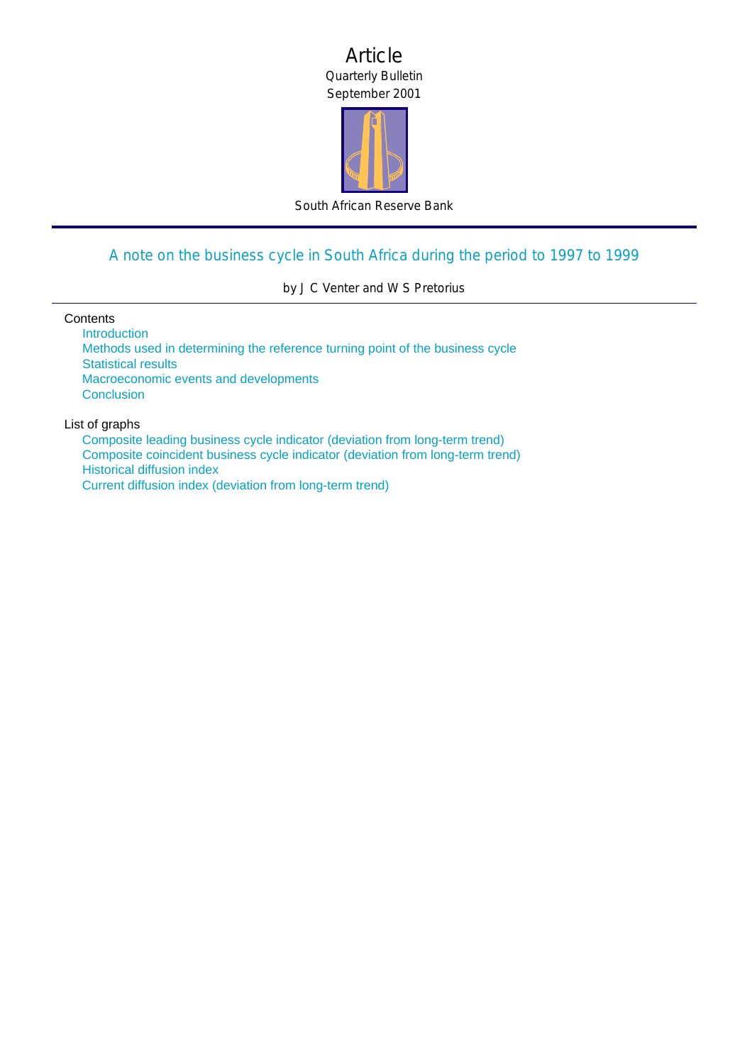# Article

Quarterly Bulletin

September 2001

South African Reserve Bank

## A note on the business cycle in South Africa during the period to 1997 to 1999

by J C Venter and W S Pretorius

Contents

- Introduction
- Methods used in determining the reference turning point of the business cycle
- Statistical results
- Macroeconomic events and developments
- Conclusion

List of graphs

- Composite leading business cycle indicator (deviation from long-term trend)
- Composite coincident business cycle indicator (deviation from long-term trend)
- Historical diffusion index
- Current diffusion index (deviation from long-term trend)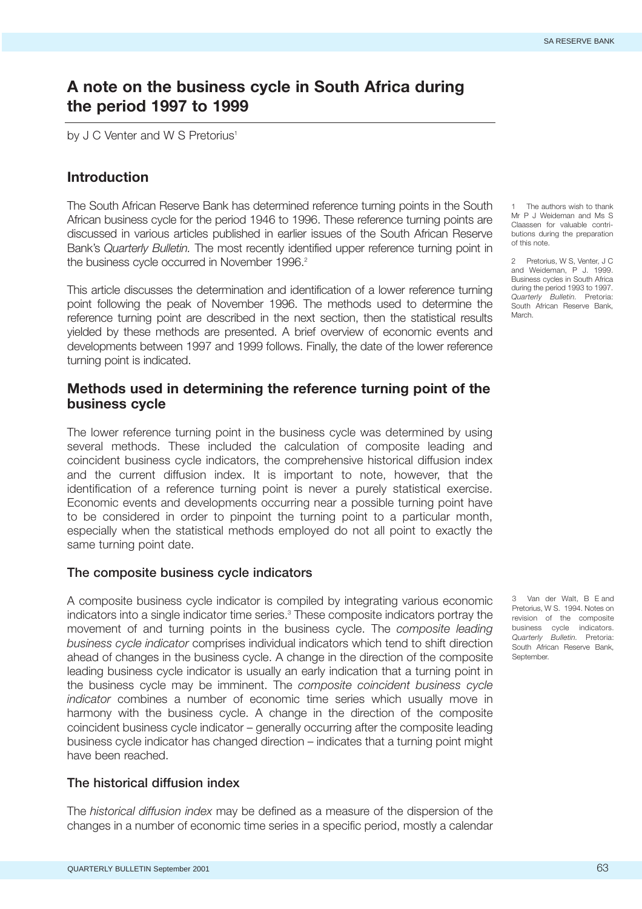# A note on the business cycle in South Africa during the period 1997 to 1999

by J C Venter and W S Pretorius[1]

## Introduction

The South African Reserve Bank has determined reference turning points in the South African business cycle for the period 1946 to 1996. These reference turning points are discussed in various articles published in earlier issues of the South African Reserve Bank's *Quarterly Bulletin*. The most recently identified upper reference turning point in the business cycle occurred in November 1996.[2]

This article discusses the determination and identification of a lower reference turning point following the peak of November 1996. The methods used to determine the reference turning point are described in the next section, then the statistical results yielded by these methods are presented. A brief overview of economic events and developments between 1997 and 1999 follows. Finally, the date of the lower reference turning point is indicated.

## Methods used in determining the reference turning point of the business cycle

The lower reference turning point in the business cycle was determined by using several methods. These included the calculation of composite leading and coincident business cycle indicators, the comprehensive historical diffusion index and the current diffusion index. It is important to note, however, that the identification of a reference turning point is never a purely statistical exercise. Economic events and developments occurring near a possible turning point have to be considered in order to pinpoint the turning point to a particular month, especially when the statistical methods employed do not all point to exactly the same turning point date.

### The composite business cycle indicators

A composite business cycle indicator is compiled by integrating various economic indicators into a single indicator time series.[3] These composite indicators portray the movement of and turning points in the business cycle. The *composite leading business cycle indicator* comprises individual indicators which tend to shift direction ahead of changes in the business cycle. A change in the direction of the composite leading business cycle indicator is usually an early indication that a turning point in the business cycle may be imminent. The *composite coincident business cycle indicator* combines a number of economic time series which usually move in harmony with the business cycle. A change in the direction of the composite coincident business cycle indicator – generally occurring after the composite leading business cycle indicator has changed direction – indicates that a turning point might have been reached.

### The historical diffusion index

The *historical diffusion index* may be defined as a measure of the dispersion of the changes in a number of economic time series in a specific period, mostly a calendar

---

1 The authors wish to thank Mr P J Weideman and Ms S Claassen for valuable contributions during the preparation of this note.

2 Pretorius, W S, Venter, J C and Weideman, P J. 1999. Business cycles in South Africa during the period 1993 to 1997. *Quarterly Bulletin.* Pretoria: South African Reserve Bank, March.

3 Van der Walt, B E and Pretorius, W S. 1994. Notes on revision of the composite business cycle indicators. *Quarterly Bulletin.* Pretoria: South African Reserve Bank, September.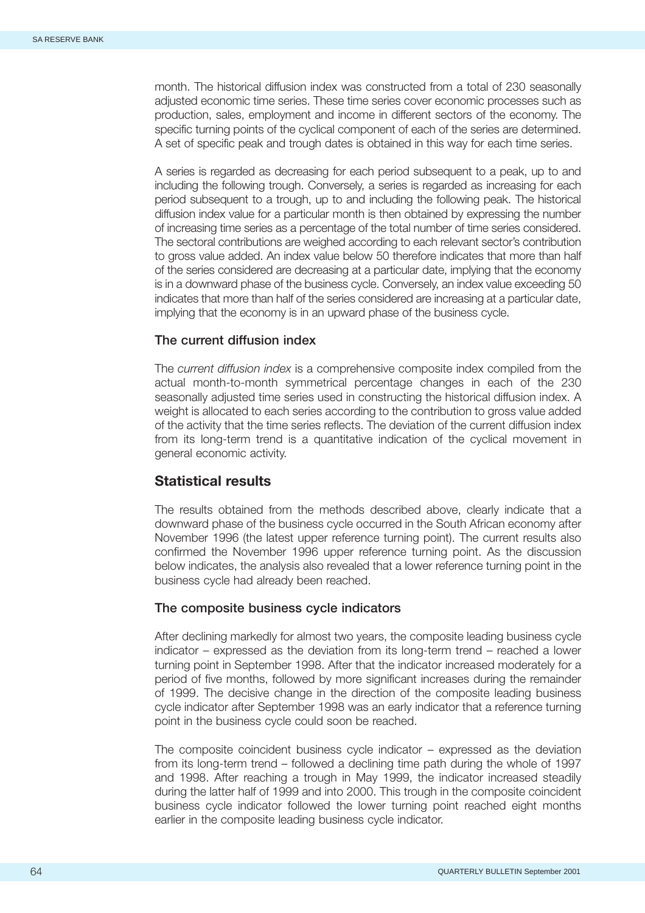month. The historical diffusion index was constructed from a total of 230 seasonally adjusted economic time series. These time series cover economic processes such as production, sales, employment and income in different sectors of the economy. The specific turning points of the cyclical component of each of the series are determined. A set of specific peak and trough dates is obtained in this way for each time series.

A series is regarded as decreasing for each period subsequent to a peak, up to and including the following trough. Conversely, a series is regarded as increasing for each period subsequent to a trough, up to and including the following peak. The historical diffusion index value for a particular month is then obtained by expressing the number of increasing time series as a percentage of the total number of time series considered. The sectoral contributions are weighed according to each relevant sector's contribution to gross value added. An index value below 50 therefore indicates that more than half of the series considered are decreasing at a particular date, implying that the economy is in a downward phase of the business cycle. Conversely, an index value exceeding 50 indicates that more than half of the series considered are increasing at a particular date, implying that the economy is in an upward phase of the business cycle.

### The current diffusion index

The *current diffusion index* is a comprehensive composite index compiled from the actual month-to-month symmetrical percentage changes in each of the 230 seasonally adjusted time series used in constructing the historical diffusion index. A weight is allocated to each series according to the contribution to gross value added of the activity that the time series reflects. The deviation of the current diffusion index from its long-term trend is a quantitative indication of the cyclical movement in general economic activity.

## Statistical results

The results obtained from the methods described above, clearly indicate that a downward phase of the business cycle occurred in the South African economy after November 1996 (the latest upper reference turning point). The current results also confirmed the November 1996 upper reference turning point. As the discussion below indicates, the analysis also revealed that a lower reference turning point in the business cycle had already been reached.

### The composite business cycle indicators

After declining markedly for almost two years, the composite leading business cycle indicator – expressed as the deviation from its long-term trend – reached a lower turning point in September 1998. After that the indicator increased moderately for a period of five months, followed by more significant increases during the remainder of 1999. The decisive change in the direction of the composite leading business cycle indicator after September 1998 was an early indicator that a reference turning point in the business cycle could soon be reached.

The composite coincident business cycle indicator – expressed as the deviation from its long-term trend – followed a declining time path during the whole of 1997 and 1998. After reaching a trough in May 1999, the indicator increased steadily during the latter half of 1999 and into 2000. This trough in the composite coincident business cycle indicator followed the lower turning point reached eight months earlier in the composite leading business cycle indicator.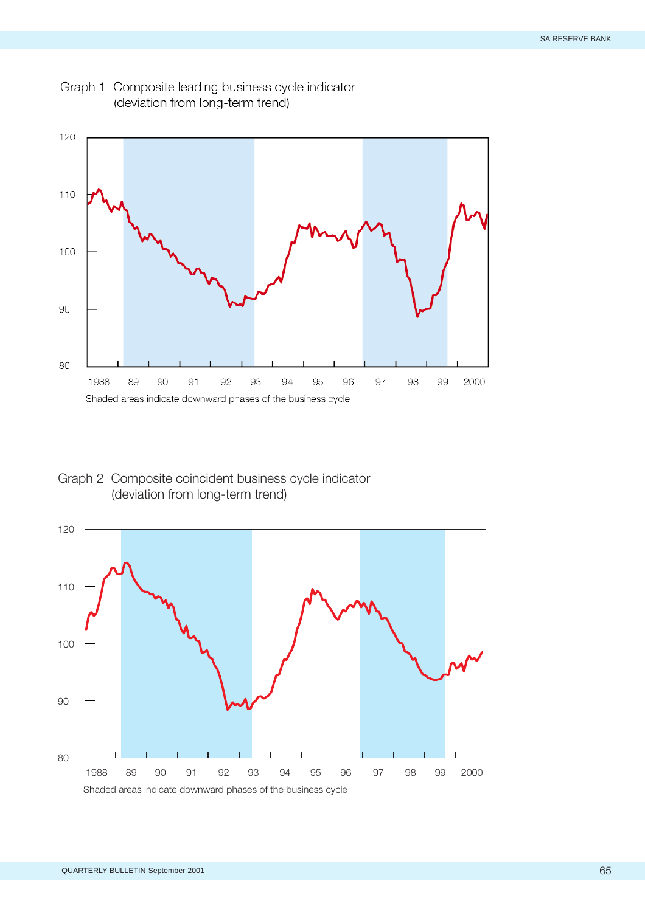Graph 1  Composite leading business cycle indicator
(deviation from long-term trend)

Shaded areas indicate downward phases of the business cycle

Graph 2  Composite coincident business cycle indicator
(deviation from long-term trend)

Shaded areas indicate downward phases of the business cycle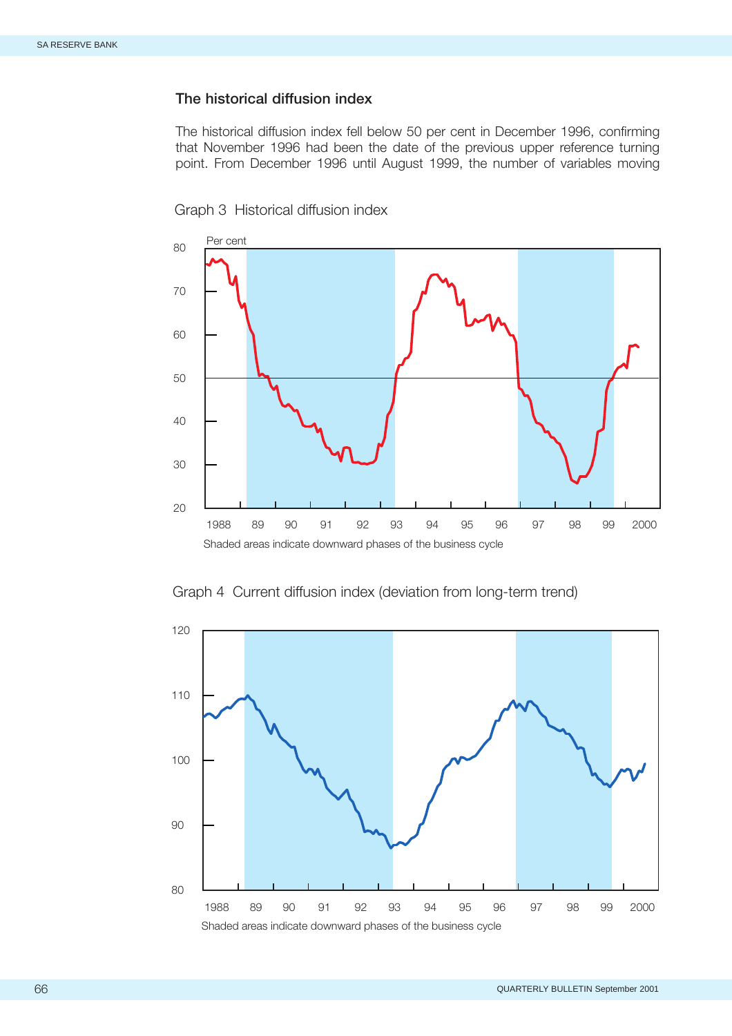### The historical diffusion index

The historical diffusion index fell below 50 per cent in December 1996, confirming that November 1996 had been the date of the previous upper reference turning point. From December 1996 until August 1999, the number of variables moving

Graph 3 Historical diffusion index

Shaded areas indicate downward phases of the business cycle

Graph 4 Current diffusion index (deviation from long-term trend)

Shaded areas indicate downward phases of the business cycle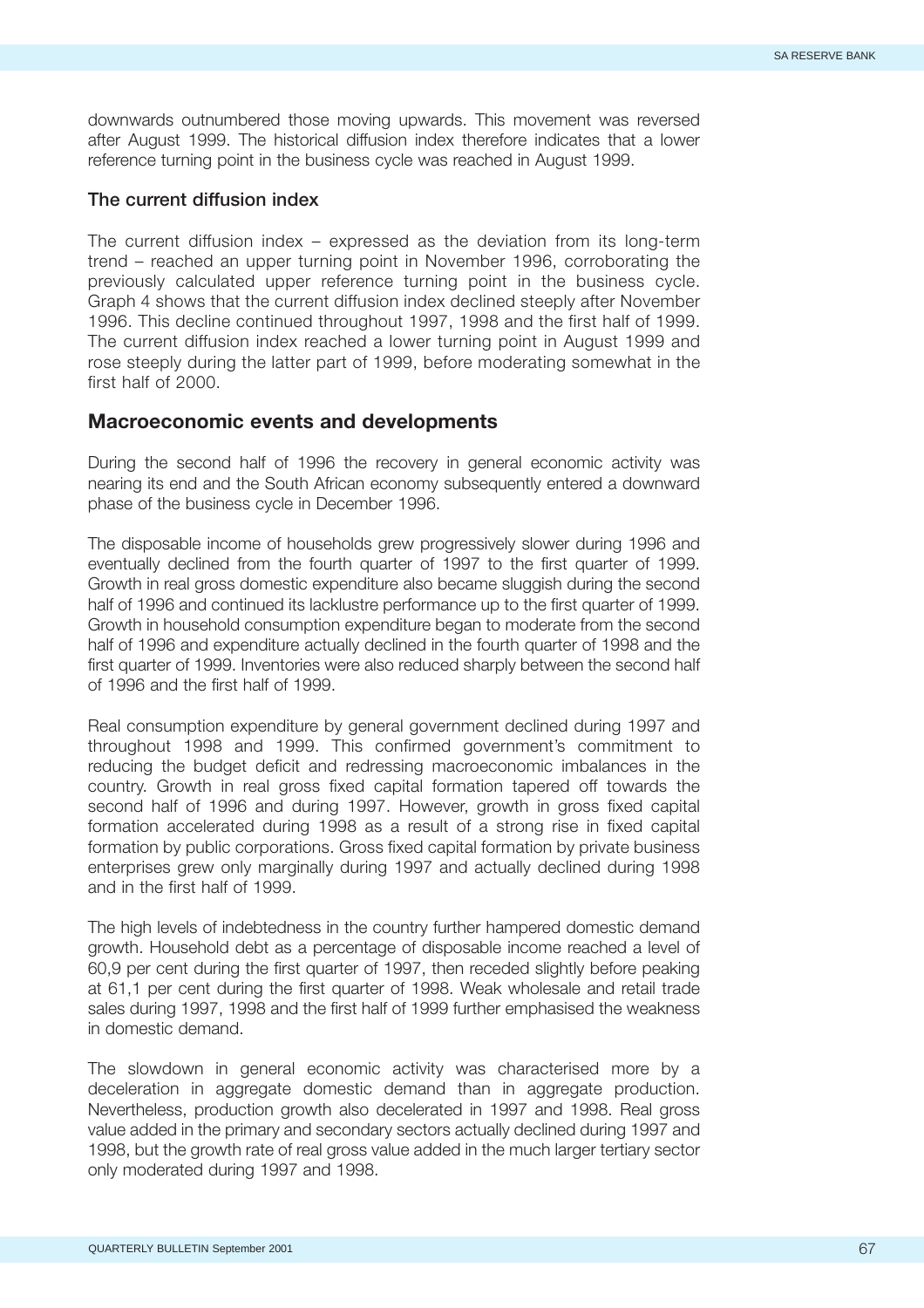downwards outnumbered those moving upwards. This movement was reversed after August 1999. The historical diffusion index therefore indicates that a lower reference turning point in the business cycle was reached in August 1999.

### The current diffusion index

The current diffusion index – expressed as the deviation from its long-term trend – reached an upper turning point in November 1996, corroborating the previously calculated upper reference turning point in the business cycle. Graph 4 shows that the current diffusion index declined steeply after November 1996. This decline continued throughout 1997, 1998 and the first half of 1999. The current diffusion index reached a lower turning point in August 1999 and rose steeply during the latter part of 1999, before moderating somewhat in the first half of 2000.

## Macroeconomic events and developments

During the second half of 1996 the recovery in general economic activity was nearing its end and the South African economy subsequently entered a downward phase of the business cycle in December 1996.

The disposable income of households grew progressively slower during 1996 and eventually declined from the fourth quarter of 1997 to the first quarter of 1999. Growth in real gross domestic expenditure also became sluggish during the second half of 1996 and continued its lacklustre performance up to the first quarter of 1999. Growth in household consumption expenditure began to moderate from the second half of 1996 and expenditure actually declined in the fourth quarter of 1998 and the first quarter of 1999. Inventories were also reduced sharply between the second half of 1996 and the first half of 1999.

Real consumption expenditure by general government declined during 1997 and throughout 1998 and 1999. This confirmed government's commitment to reducing the budget deficit and redressing macroeconomic imbalances in the country. Growth in real gross fixed capital formation tapered off towards the second half of 1996 and during 1997. However, growth in gross fixed capital formation accelerated during 1998 as a result of a strong rise in fixed capital formation by public corporations. Gross fixed capital formation by private business enterprises grew only marginally during 1997 and actually declined during 1998 and in the first half of 1999.

The high levels of indebtedness in the country further hampered domestic demand growth. Household debt as a percentage of disposable income reached a level of 60,9 per cent during the first quarter of 1997, then receded slightly before peaking at 61,1 per cent during the first quarter of 1998. Weak wholesale and retail trade sales during 1997, 1998 and the first half of 1999 further emphasised the weakness in domestic demand.

The slowdown in general economic activity was characterised more by a deceleration in aggregate domestic demand than in aggregate production. Nevertheless, production growth also decelerated in 1997 and 1998. Real gross value added in the primary and secondary sectors actually declined during 1997 and 1998, but the growth rate of real gross value added in the much larger tertiary sector only moderated during 1997 and 1998.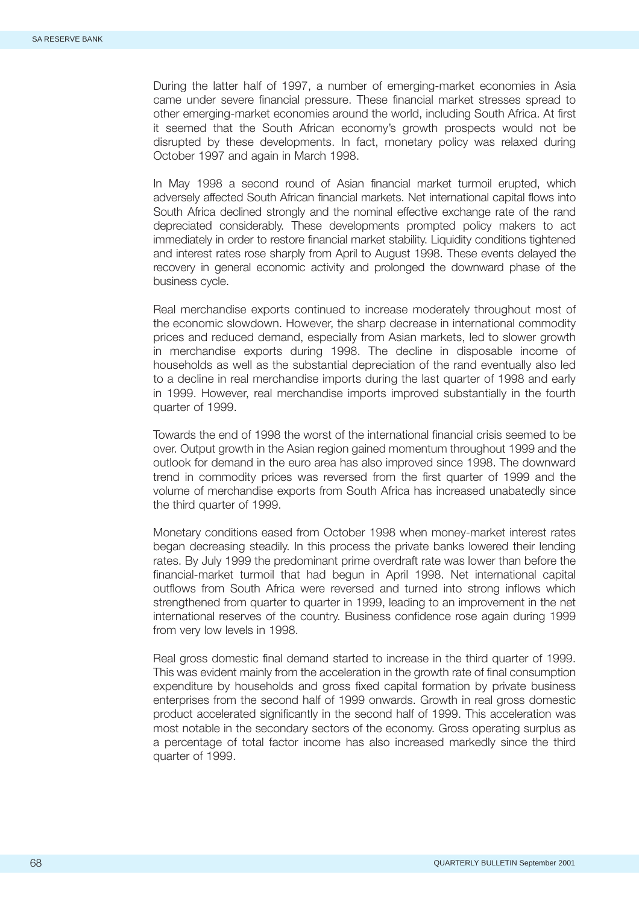During the latter half of 1997, a number of emerging-market economies in Asia came under severe financial pressure. These financial market stresses spread to other emerging-market economies around the world, including South Africa. At first it seemed that the South African economy's growth prospects would not be disrupted by these developments. In fact, monetary policy was relaxed during October 1997 and again in March 1998.

In May 1998 a second round of Asian financial market turmoil erupted, which adversely affected South African financial markets. Net international capital flows into South Africa declined strongly and the nominal effective exchange rate of the rand depreciated considerably. These developments prompted policy makers to act immediately in order to restore financial market stability. Liquidity conditions tightened and interest rates rose sharply from April to August 1998. These events delayed the recovery in general economic activity and prolonged the downward phase of the business cycle.

Real merchandise exports continued to increase moderately throughout most of the economic slowdown. However, the sharp decrease in international commodity prices and reduced demand, especially from Asian markets, led to slower growth in merchandise exports during 1998. The decline in disposable income of households as well as the substantial depreciation of the rand eventually also led to a decline in real merchandise imports during the last quarter of 1998 and early in 1999. However, real merchandise imports improved substantially in the fourth quarter of 1999.

Towards the end of 1998 the worst of the international financial crisis seemed to be over. Output growth in the Asian region gained momentum throughout 1999 and the outlook for demand in the euro area has also improved since 1998. The downward trend in commodity prices was reversed from the first quarter of 1999 and the volume of merchandise exports from South Africa has increased unabatedly since the third quarter of 1999.

Monetary conditions eased from October 1998 when money-market interest rates began decreasing steadily. In this process the private banks lowered their lending rates. By July 1999 the predominant prime overdraft rate was lower than before the financial-market turmoil that had begun in April 1998. Net international capital outflows from South Africa were reversed and turned into strong inflows which strengthened from quarter to quarter in 1999, leading to an improvement in the net international reserves of the country. Business confidence rose again during 1999 from very low levels in 1998.

Real gross domestic final demand started to increase in the third quarter of 1999. This was evident mainly from the acceleration in the growth rate of final consumption expenditure by households and gross fixed capital formation by private business enterprises from the second half of 1999 onwards. Growth in real gross domestic product accelerated significantly in the second half of 1999. This acceleration was most notable in the secondary sectors of the economy. Gross operating surplus as a percentage of total factor income has also increased markedly since the third quarter of 1999.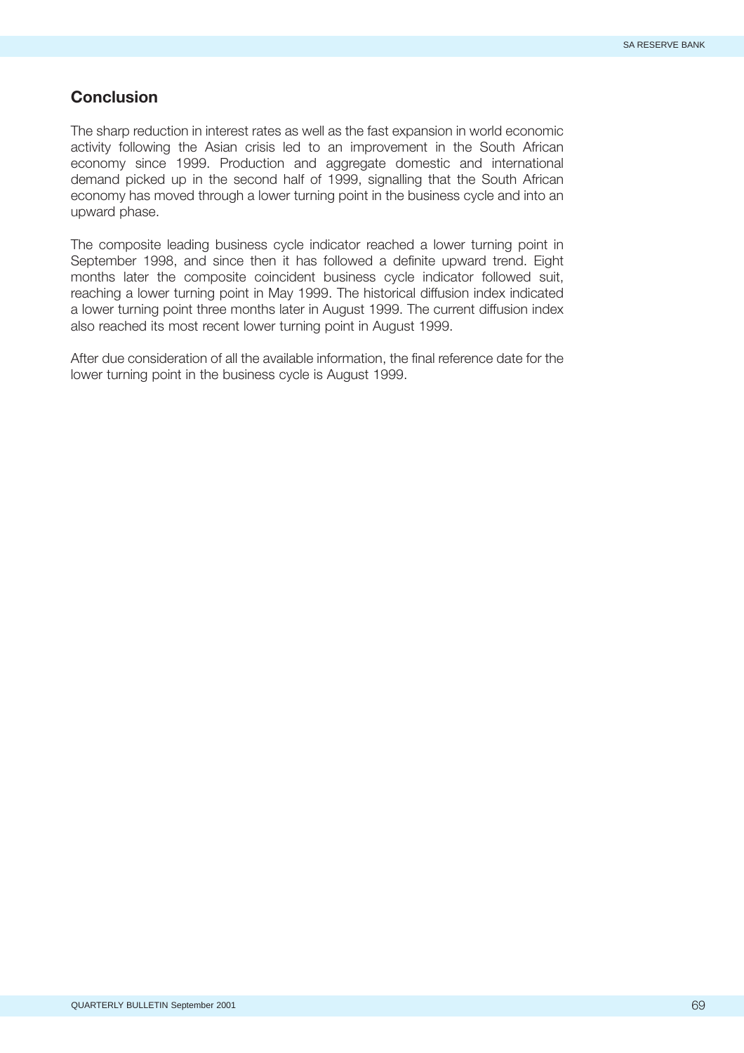## Conclusion

The sharp reduction in interest rates as well as the fast expansion in world economic activity following the Asian crisis led to an improvement in the South African economy since 1999. Production and aggregate domestic and international demand picked up in the second half of 1999, signalling that the South African economy has moved through a lower turning point in the business cycle and into an upward phase.

The composite leading business cycle indicator reached a lower turning point in September 1998, and since then it has followed a definite upward trend. Eight months later the composite coincident business cycle indicator followed suit, reaching a lower turning point in May 1999. The historical diffusion index indicated a lower turning point three months later in August 1999. The current diffusion index also reached its most recent lower turning point in August 1999.

After due consideration of all the available information, the final reference date for the lower turning point in the business cycle is August 1999.